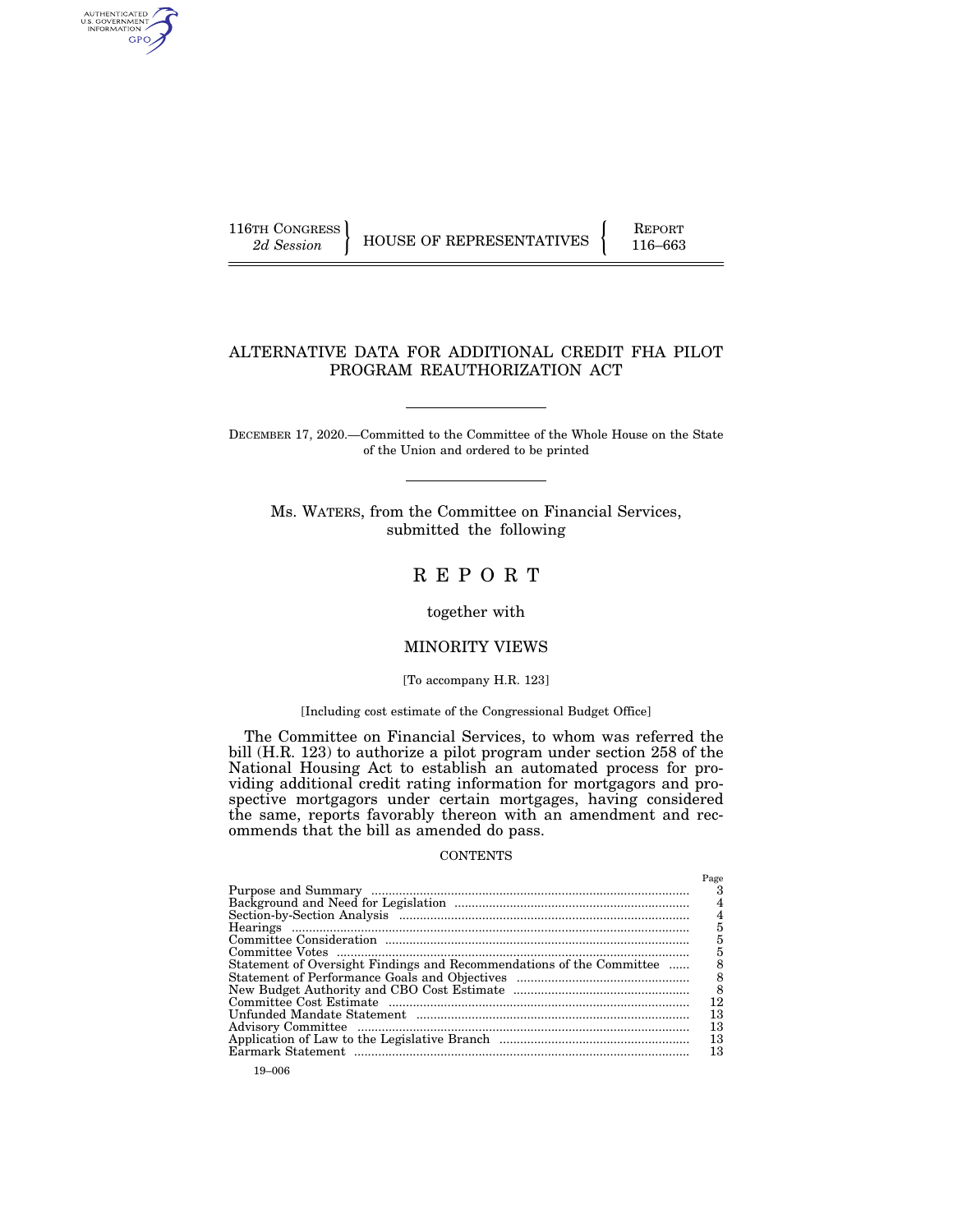116TH CONGRESS
2d Session

HOUSE OF REPRESENTATIVES

REPORT
116–663

# ALTERNATIVE DATA FOR ADDITIONAL CREDIT FHA PILOT PROGRAM REAUTHORIZATION ACT

DECEMBER 17, 2020.—Committed to the Committee of the Whole House on the State of the Union and ordered to be printed

Ms. WATERS, from the Committee on Financial Services, submitted the following

## R E P O R T

together with

## MINORITY VIEWS

[To accompany H.R. 123]

[Including cost estimate of the Congressional Budget Office]

The Committee on Financial Services, to whom was referred the bill (H.R. 123) to authorize a pilot program under section 258 of the National Housing Act to establish an automated process for providing additional credit rating information for mortgagors and prospective mortgagors under certain mortgages, having considered the same, reports favorably thereon with an amendment and recommends that the bill as amended do pass.

CONTENTS

| | Page |
|---|---|
| Purpose and Summary | 3 |
| Background and Need for Legislation | 4 |
| Section-by-Section Analysis | 4 |
| Hearings | 5 |
| Committee Consideration | 5 |
| Committee Votes | 5 |
| Statement of Oversight Findings and Recommendations of the Committee | 8 |
| Statement of Performance Goals and Objectives | 8 |
| New Budget Authority and CBO Cost Estimate | 8 |
| Committee Cost Estimate | 12 |
| Unfunded Mandate Statement | 13 |
| Advisory Committee | 13 |
| Application of Law to the Legislative Branch | 13 |
| Earmark Statement | 13 |

19–006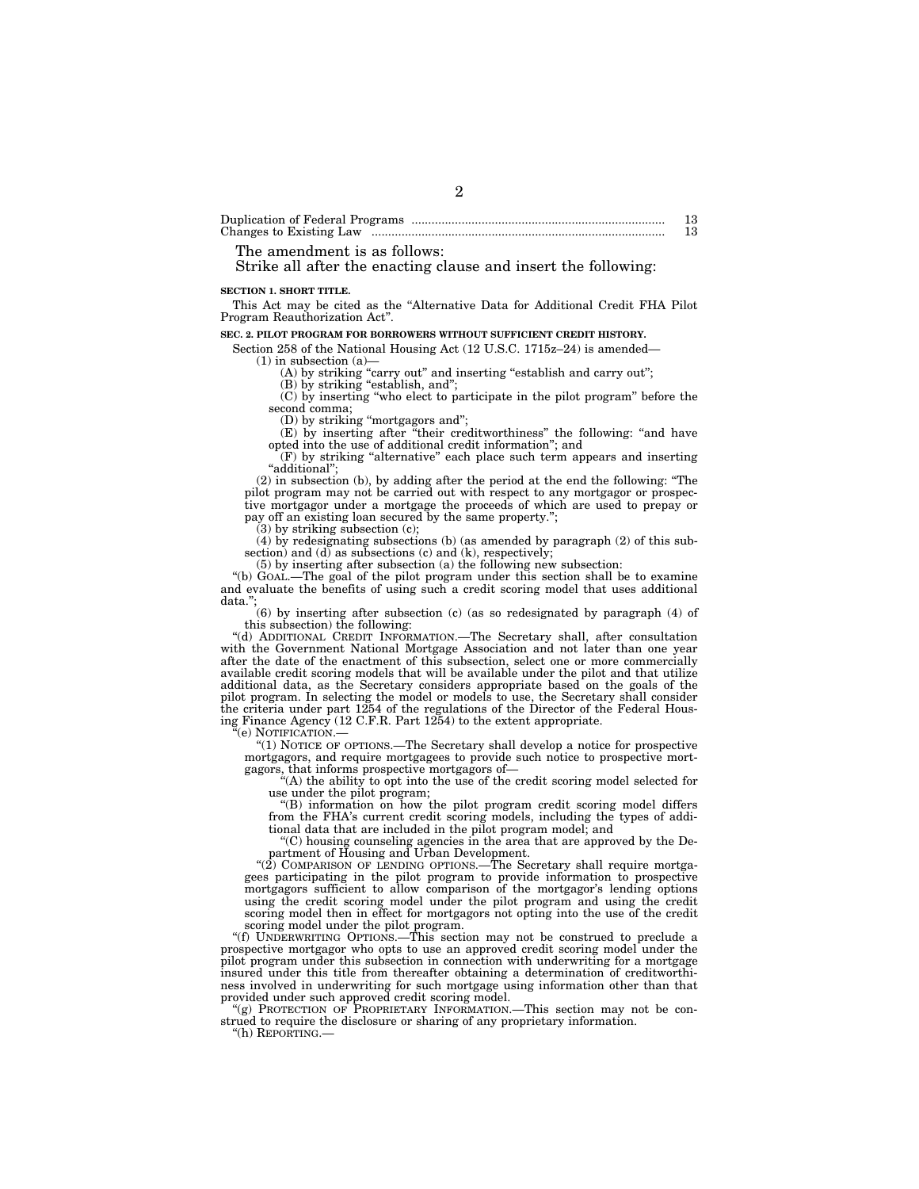| | |
|---|---|
| Duplication of Federal Programs | 13 |
| Changes to Existing Law | 13 |

The amendment is as follows:

Strike all after the enacting clause and insert the following:

**SECTION 1. SHORT TITLE.**

This Act may be cited as the "Alternative Data for Additional Credit FHA Pilot Program Reauthorization Act".

**SEC. 2. PILOT PROGRAM FOR BORROWERS WITHOUT SUFFICIENT CREDIT HISTORY.**

Section 258 of the National Housing Act (12 U.S.C. 1715z–24) is amended—

(1) in subsection (a)—

(A) by striking "carry out" and inserting "establish and carry out";

(B) by striking "establish, and";

(C) by inserting "who elect to participate in the pilot program" before the second comma;

(D) by striking "mortgagors and";

(E) by inserting after "their creditworthiness" the following: "and have opted into the use of additional credit information"; and

(F) by striking "alternative" each place such term appears and inserting "additional";

(2) in subsection (b), by adding after the period at the end the following: "The pilot program may not be carried out with respect to any mortgagor or prospective mortgagor under a mortgage the proceeds of which are used to prepay or pay off an existing loan secured by the same property.";

(3) by striking subsection (c);

(4) by redesignating subsections (b) (as amended by paragraph (2) of this subsection) and (d) as subsections (c) and (k), respectively;

(5) by inserting after subsection (a) the following new subsection:

"(b) GOAL.—The goal of the pilot program under this section shall be to examine and evaluate the benefits of using such a credit scoring model that uses additional data.";

(6) by inserting after subsection (c) (as so redesignated by paragraph (4) of this subsection) the following:

"(d) ADDITIONAL CREDIT INFORMATION.—The Secretary shall, after consultation with the Government National Mortgage Association and not later than one year after the date of the enactment of this subsection, select one or more commercially available credit scoring models that will be available under the pilot and that utilize additional data, as the Secretary considers appropriate based on the goals of the pilot program. In selecting the model or models to use, the Secretary shall consider the criteria under part 1254 of the regulations of the Director of the Federal Housing Finance Agency (12 C.F.R. Part 1254) to the extent appropriate.

"(e) NOTIFICATION.—

"(1) NOTICE OF OPTIONS.—The Secretary shall develop a notice for prospective mortgagors, and require mortgagees to provide such notice to prospective mortgagors, that informs prospective mortgagors of—

"(A) the ability to opt into the use of the credit scoring model selected for use under the pilot program;

"(B) information on how the pilot program credit scoring model differs from the FHA's current credit scoring models, including the types of additional data that are included in the pilot program model; and

"(C) housing counseling agencies in the area that are approved by the Department of Housing and Urban Development.

"(2) COMPARISON OF LENDING OPTIONS.—The Secretary shall require mortgagees participating in the pilot program to provide information to prospective mortgagors sufficient to allow comparison of the mortgagor's lending options using the credit scoring model under the pilot program and using the credit scoring model then in effect for mortgagors not opting into the use of the credit scoring model under the pilot program.

"(f) UNDERWRITING OPTIONS.—This section may not be construed to preclude a prospective mortgagor who opts to use an approved credit scoring model under the pilot program under this subsection in connection with underwriting for a mortgage insured under this title from thereafter obtaining a determination of creditworthiness involved in underwriting for such mortgage using information other than that provided under such approved credit scoring model.

"(g) PROTECTION OF PROPRIETARY INFORMATION.—This section may not be construed to require the disclosure or sharing of any proprietary information.

"(h) REPORTING.—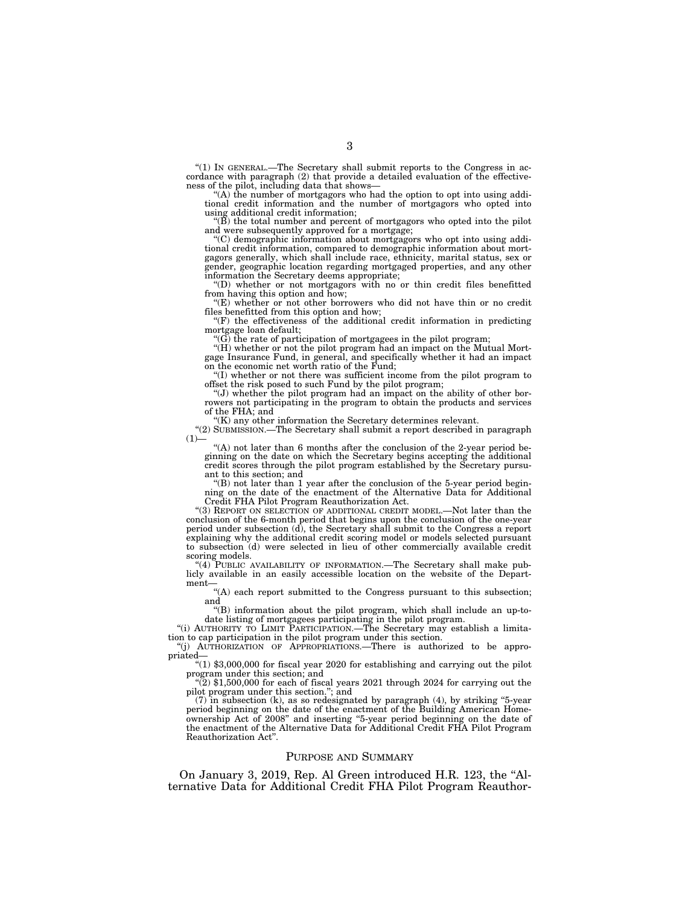"(1) IN GENERAL.—The Secretary shall submit reports to the Congress in accordance with paragraph (2) that provide a detailed evaluation of the effectiveness of the pilot, including data that shows—

"(A) the number of mortgagors who had the option to opt into using additional credit information and the number of mortgagors who opted into using additional credit information;

"(B) the total number and percent of mortgagors who opted into the pilot and were subsequently approved for a mortgage;

"(C) demographic information about mortgagors who opt into using additional credit information, compared to demographic information about mortgagors generally, which shall include race, ethnicity, marital status, sex or gender, geographic location regarding mortgaged properties, and any other information the Secretary deems appropriate;

"(D) whether or not mortgagors with no or thin credit files benefitted from having this option and how;

"(E) whether or not other borrowers who did not have thin or no credit files benefitted from this option and how;

"(F) the effectiveness of the additional credit information in predicting mortgage loan default;

"(G) the rate of participation of mortgagees in the pilot program;

"(H) whether or not the pilot program had an impact on the Mutual Mortgage Insurance Fund, in general, and specifically whether it had an impact on the economic net worth ratio of the Fund;

"(I) whether or not there was sufficient income from the pilot program to offset the risk posed to such Fund by the pilot program;

"(J) whether the pilot program had an impact on the ability of other borrowers not participating in the program to obtain the products and services of the FHA; and

"(K) any other information the Secretary determines relevant.

"(2) SUBMISSION.—The Secretary shall submit a report described in paragraph (1)—

"(A) not later than 6 months after the conclusion of the 2-year period beginning on the date on which the Secretary begins accepting the additional credit scores through the pilot program established by the Secretary pursuant to this section; and

"(B) not later than 1 year after the conclusion of the 5-year period beginning on the date of the enactment of the Alternative Data for Additional Credit FHA Pilot Program Reauthorization Act.

"(3) REPORT ON SELECTION OF ADDITIONAL CREDIT MODEL.—Not later than the conclusion of the 6-month period that begins upon the conclusion of the one-year period under subsection (d), the Secretary shall submit to the Congress a report explaining why the additional credit scoring model or models selected pursuant to subsection (d) were selected in lieu of other commercially available credit scoring models.

"(4) PUBLIC AVAILABILITY OF INFORMATION.—The Secretary shall make publicly available in an easily accessible location on the website of the Department—

"(A) each report submitted to the Congress pursuant to this subsection; and

"(B) information about the pilot program, which shall include an up-to-date listing of mortgagees participating in the pilot program.

"(i) AUTHORITY TO LIMIT PARTICIPATION.—The Secretary may establish a limitation to cap participation in the pilot program under this section.

"(j) AUTHORIZATION OF APPROPRIATIONS.—There is authorized to be appropriated—

"(1) $3,000,000 for fiscal year 2020 for establishing and carrying out the pilot program under this section; and

"(2) $1,500,000 for each of fiscal years 2021 through 2024 for carrying out the pilot program under this section."; and

(7) in subsection (k), as so redesignated by paragraph (4), by striking "5-year period beginning on the date of the enactment of the Building American Homeownership Act of 2008" and inserting "5-year period beginning on the date of the enactment of the Alternative Data for Additional Credit FHA Pilot Program Reauthorization Act".

## PURPOSE AND SUMMARY

On January 3, 2019, Rep. Al Green introduced H.R. 123, the "Alternative Data for Additional Credit FHA Pilot Program Reauthor-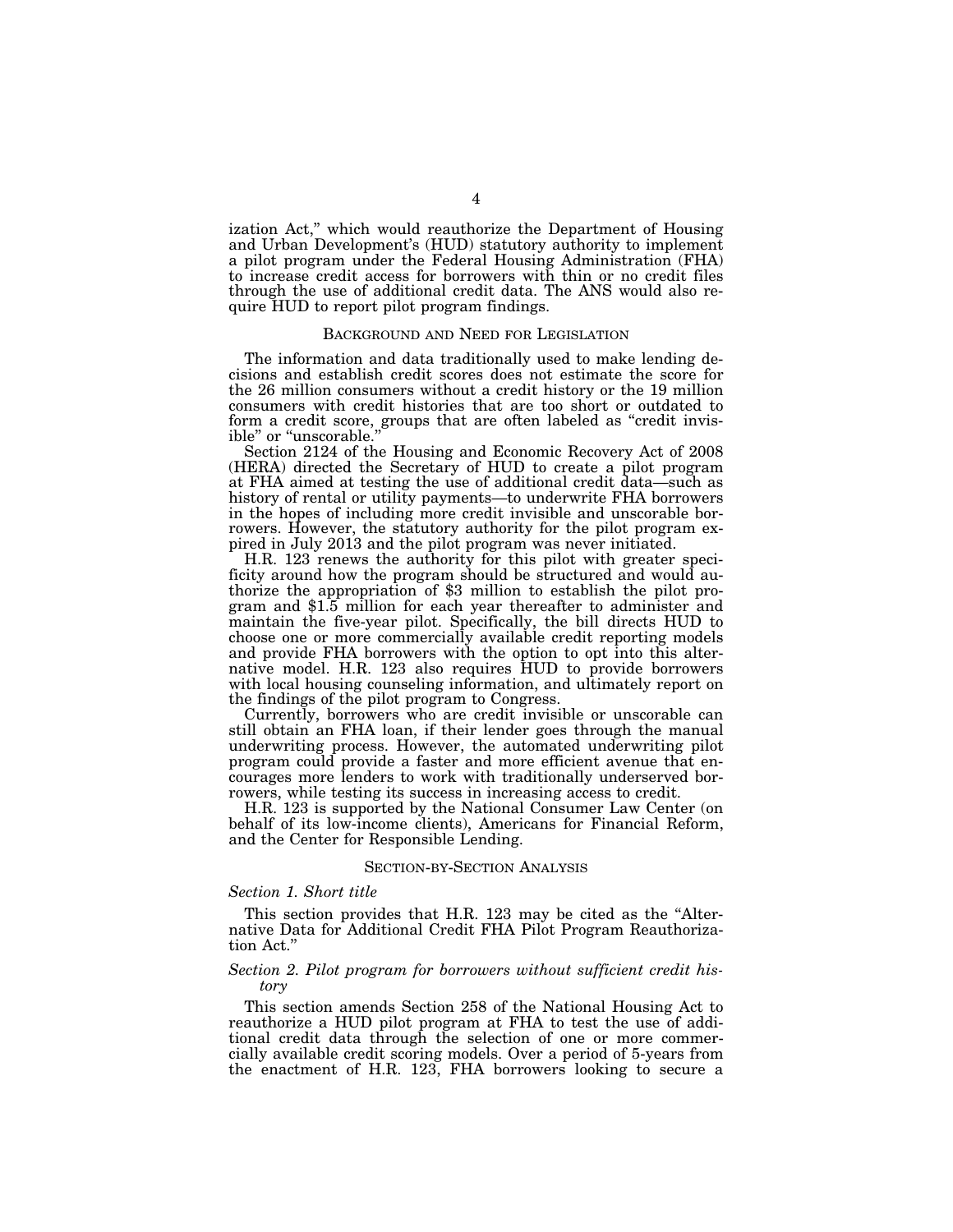ization Act," which would reauthorize the Department of Housing and Urban Development's (HUD) statutory authority to implement a pilot program under the Federal Housing Administration (FHA) to increase credit access for borrowers with thin or no credit files through the use of additional credit data. The ANS would also require HUD to report pilot program findings.

## BACKGROUND AND NEED FOR LEGISLATION

The information and data traditionally used to make lending decisions and establish credit scores does not estimate the score for the 26 million consumers without a credit history or the 19 million consumers with credit histories that are too short or outdated to form a credit score, groups that are often labeled as "credit invisible" or "unscorable."

Section 2124 of the Housing and Economic Recovery Act of 2008 (HERA) directed the Secretary of HUD to create a pilot program at FHA aimed at testing the use of additional credit data—such as history of rental or utility payments—to underwrite FHA borrowers in the hopes of including more credit invisible and unscorable borrowers. However, the statutory authority for the pilot program expired in July 2013 and the pilot program was never initiated.

H.R. 123 renews the authority for this pilot with greater specificity around how the program should be structured and would authorize the appropriation of $3 million to establish the pilot program and $1.5 million for each year thereafter to administer and maintain the five-year pilot. Specifically, the bill directs HUD to choose one or more commercially available credit reporting models and provide FHA borrowers with the option to opt into this alternative model. H.R. 123 also requires HUD to provide borrowers with local housing counseling information, and ultimately report on the findings of the pilot program to Congress.

Currently, borrowers who are credit invisible or unscorable can still obtain an FHA loan, if their lender goes through the manual underwriting process. However, the automated underwriting pilot program could provide a faster and more efficient avenue that encourages more lenders to work with traditionally underserved borrowers, while testing its success in increasing access to credit.

H.R. 123 is supported by the National Consumer Law Center (on behalf of its low-income clients), Americans for Financial Reform, and the Center for Responsible Lending.

## SECTION-BY-SECTION ANALYSIS

### *Section 1. Short title*

This section provides that H.R. 123 may be cited as the "Alternative Data for Additional Credit FHA Pilot Program Reauthorization Act."

### *Section 2. Pilot program for borrowers without sufficient credit history*

This section amends Section 258 of the National Housing Act to reauthorize a HUD pilot program at FHA to test the use of additional credit data through the selection of one or more commercially available credit scoring models. Over a period of 5-years from the enactment of H.R. 123, FHA borrowers looking to secure a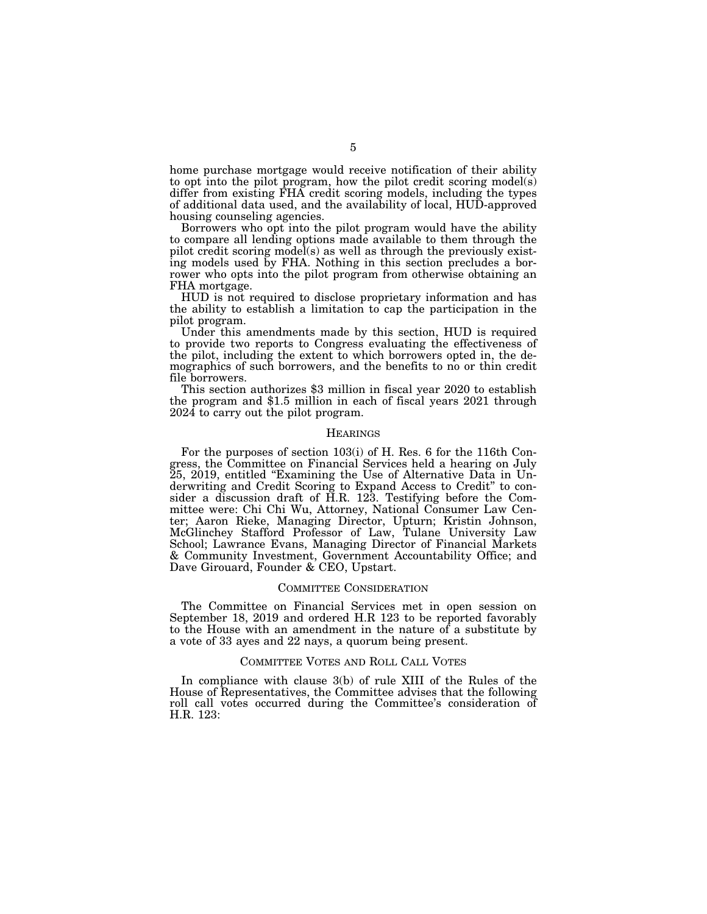home purchase mortgage would receive notification of their ability to opt into the pilot program, how the pilot credit scoring model(s) differ from existing FHA credit scoring models, including the types of additional data used, and the availability of local, HUD-approved housing counseling agencies.

Borrowers who opt into the pilot program would have the ability to compare all lending options made available to them through the pilot credit scoring model(s) as well as through the previously existing models used by FHA. Nothing in this section precludes a borrower who opts into the pilot program from otherwise obtaining an FHA mortgage.

HUD is not required to disclose proprietary information and has the ability to establish a limitation to cap the participation in the pilot program.

Under this amendments made by this section, HUD is required to provide two reports to Congress evaluating the effectiveness of the pilot, including the extent to which borrowers opted in, the demographics of such borrowers, and the benefits to no or thin credit file borrowers.

This section authorizes $3 million in fiscal year 2020 to establish the program and $1.5 million in each of fiscal years 2021 through 2024 to carry out the pilot program.

## HEARINGS

For the purposes of section 103(i) of H. Res. 6 for the 116th Congress, the Committee on Financial Services held a hearing on July 25, 2019, entitled "Examining the Use of Alternative Data in Underwriting and Credit Scoring to Expand Access to Credit" to consider a discussion draft of H.R. 123. Testifying before the Committee were: Chi Chi Wu, Attorney, National Consumer Law Center; Aaron Rieke, Managing Director, Upturn; Kristin Johnson, McGlinchey Stafford Professor of Law, Tulane University Law School; Lawrance Evans, Managing Director of Financial Markets & Community Investment, Government Accountability Office; and Dave Girouard, Founder & CEO, Upstart.

## COMMITTEE CONSIDERATION

The Committee on Financial Services met in open session on September 18, 2019 and ordered H.R 123 to be reported favorably to the House with an amendment in the nature of a substitute by a vote of 33 ayes and 22 nays, a quorum being present.

## COMMITTEE VOTES AND ROLL CALL VOTES

In compliance with clause 3(b) of rule XIII of the Rules of the House of Representatives, the Committee advises that the following roll call votes occurred during the Committee's consideration of H.R. 123: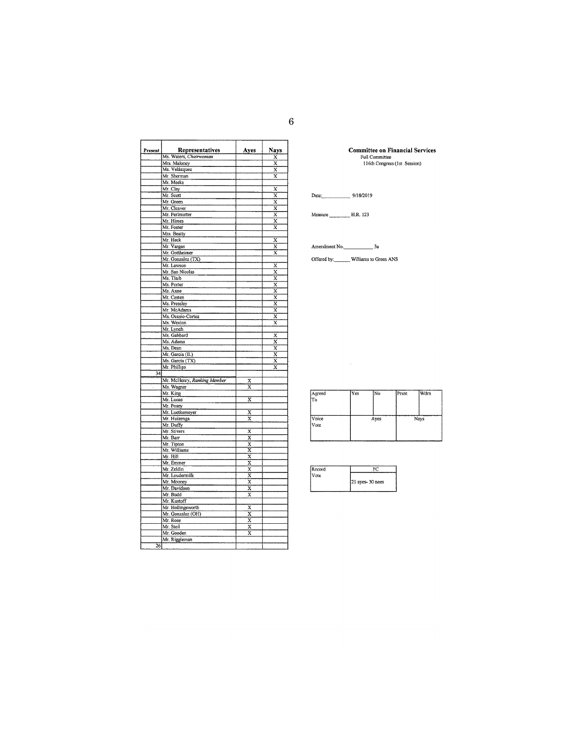| Present | Representatives | Ayes | Nays |
|---|---|---|---|
| | Ms. Waters, *Chairwoman* | | X |
| | Mrs. Maloney | | X |
| | Ms. Velázquez | | X |
| | Mr. Sherman | | X |
| | Mr. Meeks | | |
| | Mr. Clay | | X |
| | Mr. Scott | | X |
| | Mr. Green | | X |
| | Mr. Cleaver | | X |
| | Mr. Perlmutter | | X |
| | Mr. Himes | | X |
| | Mr. Foster | | X |
| | Mrs. Beatty | | |
| | Mr. Heck | | X |
| | Mr. Vargas | | X |
| | Mr. Gottheimer | | X |
| | Mr. Gonzalez (TX) | | |
| | Mr. Lawson | | X |
| | Mr. San Nicolas | | X |
| | Ms. Tlaib | | X |
| | Ms. Porter | | X |
| | Ms. Axne | | X |
| | Mr. Casten | | X |
| | Ms. Pressley | | X |
| | Mr. McAdams | | X |
| | Ms. Ocasio-Cortez | | X |
| | Ms. Wexton | | X |
| | Mr. Lynch | | |
| | Ms. Gabbard | | X |
| | Ms. Adams | | X |
| | Ms. Dean | | X |
| | Mr. Garcia (IL) | | X |
| | Ms. Garcia (TX) | | X |
| | Mr. Phillips | | X |
| 34 | | | |
| | Mr. McHenry, *Ranking Member* | X | |
| | Ms. Wagner | X | |
| | Mr. King | | |
| | Mr. Lucas | X | |
| | Mr. Posey | | |
| | Mr. Luetkemeyer | X | |
| | Mr. Huizenga | X | |
| | Mr. Duffy | | |
| | Mr. Stivers | X | |
| | Mr. Barr | X | |
| | Mr. Tipton | X | |
| | Mr. Williams | X | |
| | Mr. Hill | X | |
| | Mr. Emmer | X | |
| | Mr. Zeldin | X | |
| | Mr. Loudermilk | X | |
| | Mr. Mooney | X | |
| | Mr. Davidson | X | |
| | Mr. Budd | X | |
| | Mr. Kustoff | | |
| | Mr. Hollingsworth | X | |
| | Mr. Gonzalez (OH) | X | |
| | Mr. Rose | X | |
| | Mr. Steil | X | |
| | Mr. Gooden | X | |
| | Mr. Riggleman | | |
| 26 | | | |

**Committee on Financial Services**
Full Committee
116th Congress (1st Session)

Date: 9/18/2019

Measure H.R. 123

Amendment No. 3a

Offered by: Williams to Green ANS

| Agreed To | Yes | No | Prsnt | Wdrn |
|---|---|---|---|---|
| | | | | |
| Voice Vote | Ayes | | Nays | |

| Record Vote | FC |
|---|---|
| | 21 ayes- 30 noes |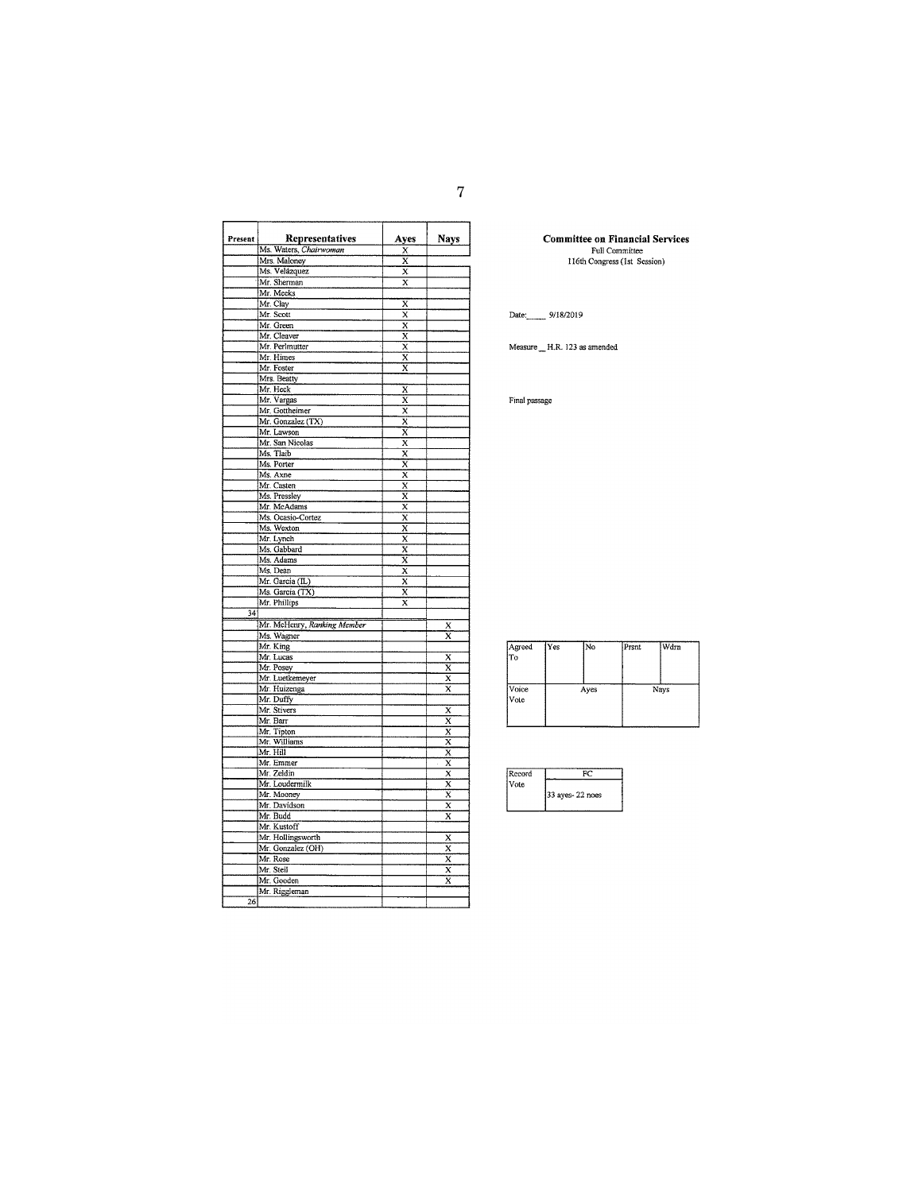**Committee on Financial Services**
Full Committee
116th Congress (1st Session)

Date: 9/18/2019

Measure _ H.R. 123 as amended

Final passage

| Present | Representatives | Ayes | Nays |
|---|---|---|---|
| | Ms. Waters, *Chairwoman* | X | |
| | Mrs. Maloney | X | |
| | Ms. Velázquez | X | |
| | Mr. Sherman | X | |
| | Mr. Meeks | | |
| | Mr. Clay | X | |
| | Mr. Scott | X | |
| | Mr. Green | X | |
| | Mr. Cleaver | X | |
| | Mr. Perlmutter | X | |
| | Mr. Himes | X | |
| | Mr. Foster | X | |
| | Mrs. Beatty | | |
| | Mr. Heck | X | |
| | Mr. Vargas | X | |
| | Mr. Gottheimer | X | |
| | Mr. Gonzalez (TX) | X | |
| | Mr. Lawson | X | |
| | Mr. San Nicolas | X | |
| | Ms. Tlaib | X | |
| | Ms. Porter | X | |
| | Ms. Axne | X | |
| | Mr. Casten | X | |
| | Ms. Pressley | X | |
| | Mr. McAdams | X | |
| | Ms. Ocasio-Cortez | X | |
| | Ms. Wexton | X | |
| | Mr. Lynch | X | |
| | Ms. Gabbard | X | |
| | Ms. Adams | X | |
| | Ms. Dean | X | |
| | Mr. Garcia (IL) | X | |
| | Ms. Garcia (TX) | X | |
| | Mr. Phillips | X | |
| 34 | | | |
| | Mr. McHenry, *Ranking Member* | | X |
| | Ms. Wagner | | X |
| | Mr. King | | |
| | Mr. Lucas | | X |
| | Mr. Posey | | X |
| | Mr. Luetkemeyer | | X |
| | Mr. Huizenga | | X |
| | Mr. Duffy | | |
| | Mr. Stivers | | X |
| | Mr. Barr | | X |
| | Mr. Tipton | | X |
| | Mr. Williams | | X |
| | Mr. Hill | | X |
| | Mr. Emmer | | X |
| | Mr. Zeldin | | X |
| | Mr. Loudermilk | | X |
| | Mr. Mooney | | X |
| | Mr. Davidson | | X |
| | Mr. Budd | | X |
| | Mr. Kustoff | | |
| | Mr. Hollingsworth | | X |
| | Mr. Gonzalez (OH) | | X |
| | Mr. Rose | | X |
| | Mr. Steil | | X |
| | Mr. Gooden | | X |
| | Mr. Riggleman | | |
| 26 | | | |

| Agreed To | Yes | No | Prsnt | Wdrn |
|---|---|---|---|---|
| Voice Vote | Ayes | | Nays | |

| Record Vote | FC |
|---|---|
| | 33 ayes- 22 noes |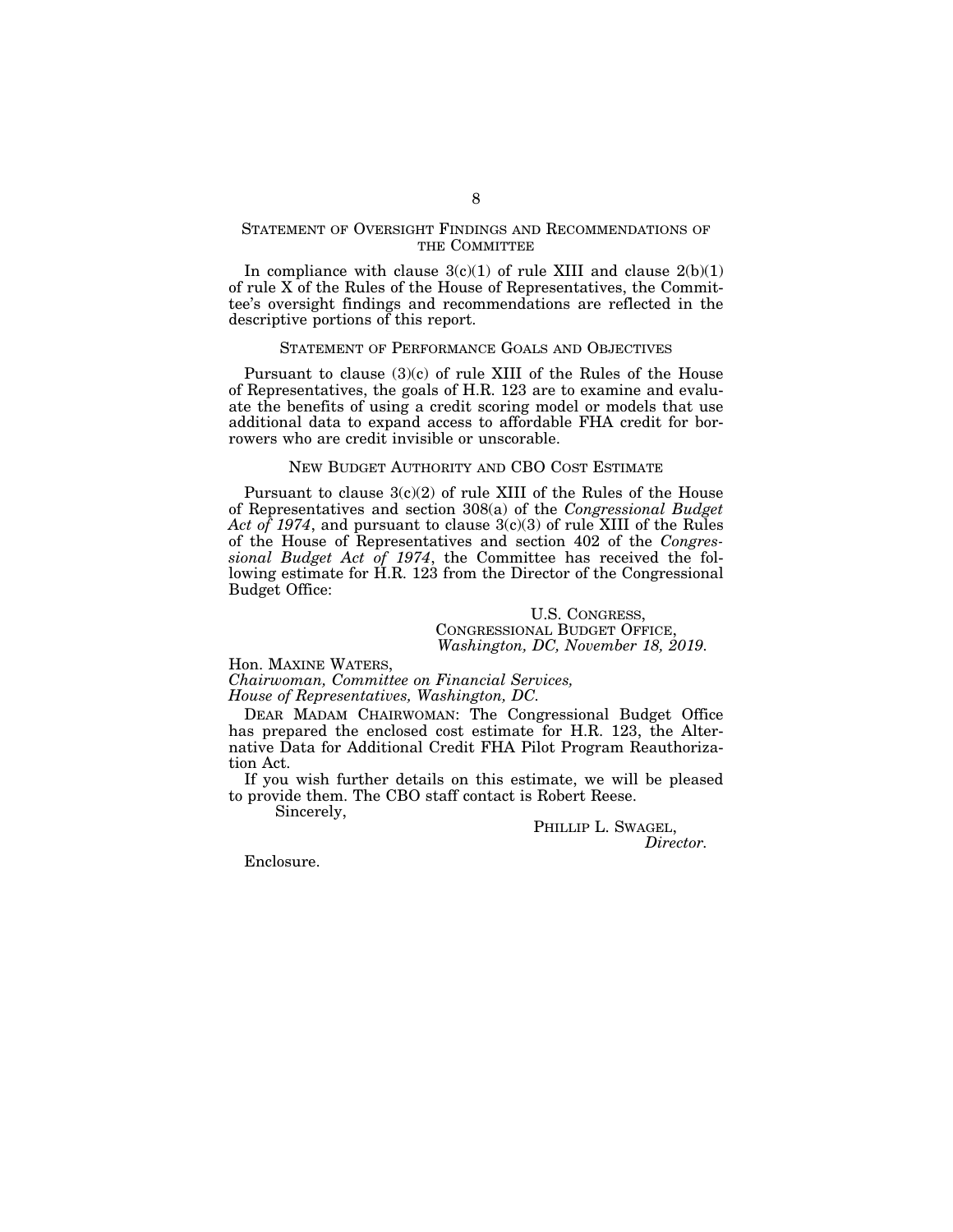## Statement of Oversight Findings and Recommendations of the Committee

In compliance with clause 3(c)(1) of rule XIII and clause 2(b)(1) of rule X of the Rules of the House of Representatives, the Committee's oversight findings and recommendations are reflected in the descriptive portions of this report.

## Statement of Performance Goals and Objectives

Pursuant to clause (3)(c) of rule XIII of the Rules of the House of Representatives, the goals of H.R. 123 are to examine and evaluate the benefits of using a credit scoring model or models that use additional data to expand access to affordable FHA credit for borrowers who are credit invisible or unscorable.

## New Budget Authority and CBO Cost Estimate

Pursuant to clause 3(c)(2) of rule XIII of the Rules of the House of Representatives and section 308(a) of the *Congressional Budget Act of 1974*, and pursuant to clause 3(c)(3) of rule XIII of the Rules of the House of Representatives and section 402 of the *Congressional Budget Act of 1974*, the Committee has received the following estimate for H.R. 123 from the Director of the Congressional Budget Office:

U.S. Congress,
Congressional Budget Office,
*Washington, DC, November 18, 2019.*

Hon. Maxine Waters,
*Chairwoman, Committee on Financial Services,*
*House of Representatives, Washington, DC.*

Dear Madam Chairwoman: The Congressional Budget Office has prepared the enclosed cost estimate for H.R. 123, the Alternative Data for Additional Credit FHA Pilot Program Reauthorization Act.

If you wish further details on this estimate, we will be pleased to provide them. The CBO staff contact is Robert Reese.

Sincerely,

Phillip L. Swagel,
*Director.*

Enclosure.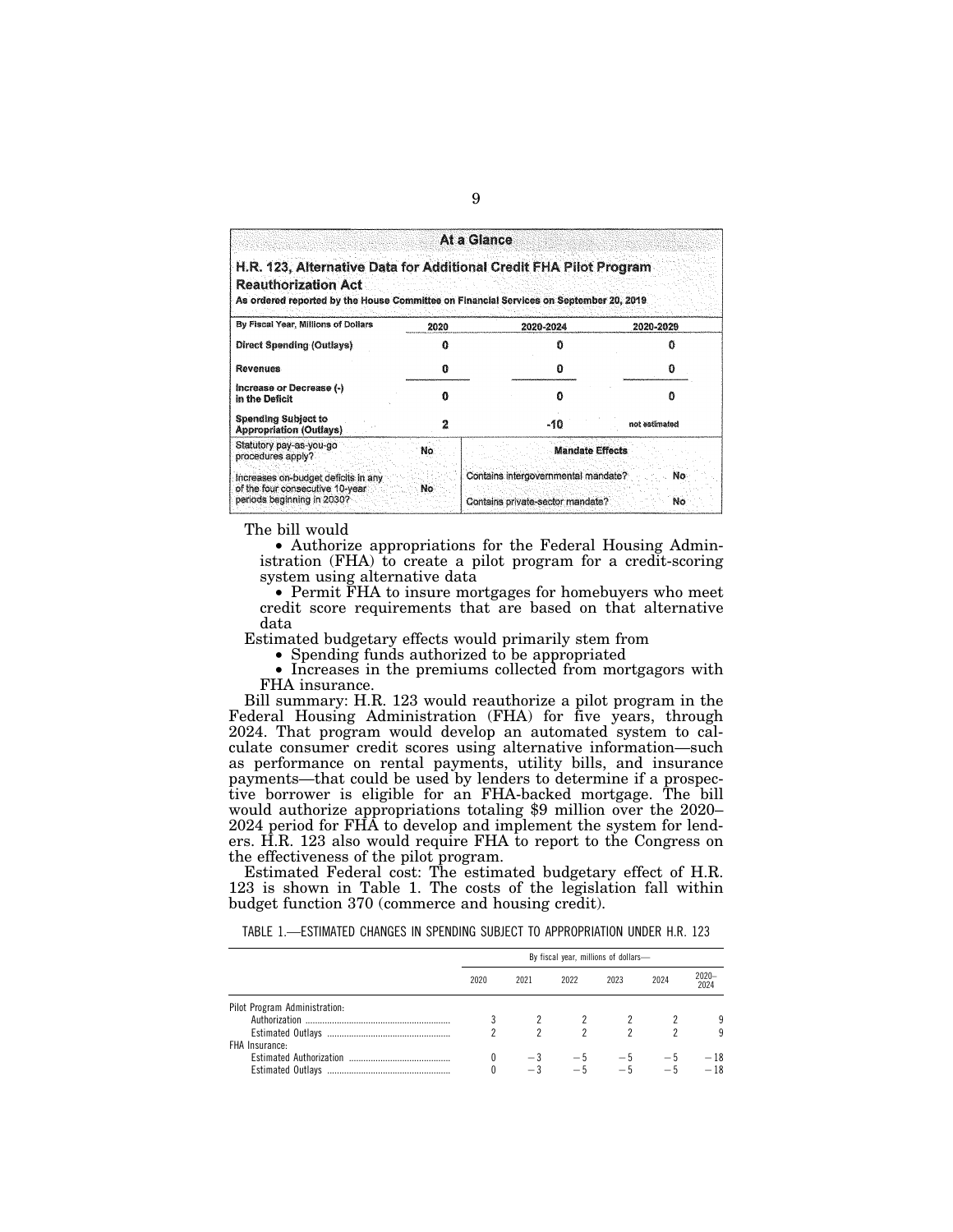**At a Glance**

**H.R. 123, Alternative Data for Additional Credit FHA Pilot Program Reauthorization Act**

**As ordered reported by the House Committee on Financial Services on September 20, 2019**

| By Fiscal Year, Millions of Dollars | 2020 | 2020-2024 | 2020-2029 |
|---|---|---|---|
| Direct Spending (Outlays) | 0 | 0 | 0 |
| Revenues | 0 | 0 | 0 |
| Increase or Decrease (-) in the Deficit | 0 | 0 | 0 |
| Spending Subject to Appropriation (Outlays) | 2 | -10 | not estimated |
| Statutory pay-as-you-go procedures apply? | No | **Mandate Effects** | |
| Increases on-budget deficits in any of the four consecutive 10-year periods beginning in 2030? | No | Contains intergovernmental mandate? | No |
| | | Contains private-sector mandate? | No |

The bill would

- Authorize appropriations for the Federal Housing Administration (FHA) to create a pilot program for a credit-scoring system using alternative data
- Permit FHA to insure mortgages for homebuyers who meet credit score requirements that are based on that alternative data

Estimated budgetary effects would primarily stem from

- Spending funds authorized to be appropriated
- Increases in the premiums collected from mortgagors with FHA insurance.

Bill summary: H.R. 123 would reauthorize a pilot program in the Federal Housing Administration (FHA) for five years, through 2024. That program would develop an automated system to calculate consumer credit scores using alternative information—such as performance on rental payments, utility bills, and insurance payments—that could be used by lenders to determine if a prospective borrower is eligible for an FHA-backed mortgage. The bill would authorize appropriations totaling $9 million over the 2020–2024 period for FHA to develop and implement the system for lenders. H.R. 123 also would require FHA to report to the Congress on the effectiveness of the pilot program.

Estimated Federal cost: The estimated budgetary effect of H.R. 123 is shown in Table 1. The costs of the legislation fall within budget function 370 (commerce and housing credit).

TABLE 1.—ESTIMATED CHANGES IN SPENDING SUBJECT TO APPROPRIATION UNDER H.R. 123

| | By fiscal year, millions of dollars— | | | | | |
|---|---|---|---|---|---|---|
| | 2020 | 2021 | 2022 | 2023 | 2024 | 2020–2024 |
| Pilot Program Administration: | | | | | | |
| Authorization | 3 | 2 | 2 | 2 | 2 | 9 |
| Estimated Outlays | 2 | 2 | 2 | 2 | 2 | 9 |
| FHA Insurance: | | | | | | |
| Estimated Authorization | 0 | −3 | −5 | −5 | −5 | −18 |
| Estimated Outlays | 0 | −3 | −5 | −5 | −5 | −18 |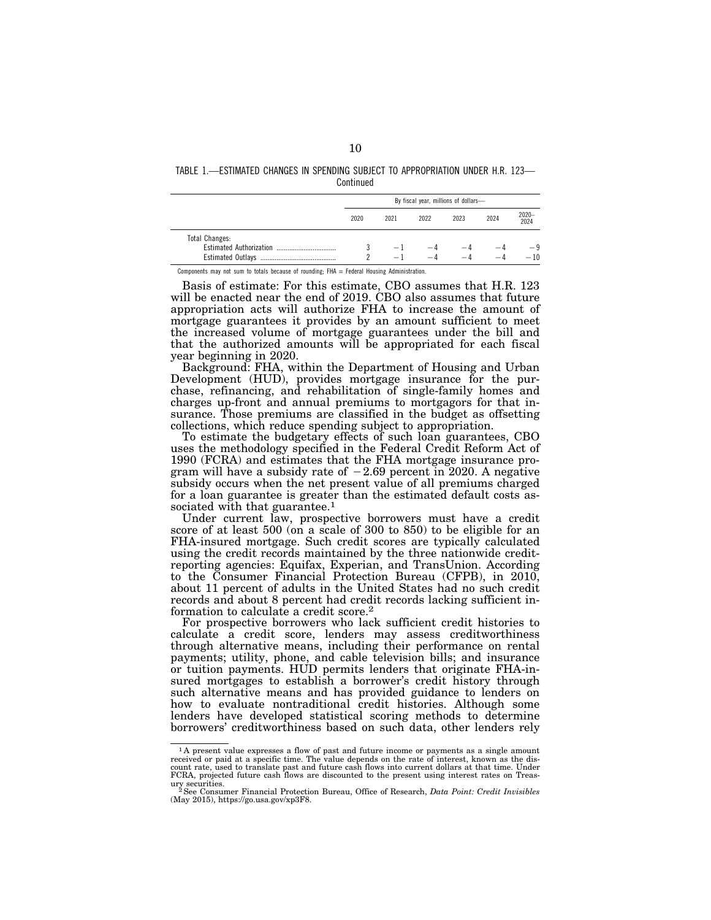TABLE 1.—ESTIMATED CHANGES IN SPENDING SUBJECT TO APPROPRIATION UNDER H.R. 123—Continued

| | By fiscal year, millions of dollars— | | | | | |
|---|---|---|---|---|---|---|
| | 2020 | 2021 | 2022 | 2023 | 2024 | 2020–2024 |
| Total Changes: | | | | | | |
| Estimated Authorization | 3 | −1 | −4 | −4 | −4 | −9 |
| Estimated Outlays | 2 | −1 | −4 | −4 | −4 | −10 |

Components may not sum to totals because of rounding; FHA = Federal Housing Administration.

Basis of estimate: For this estimate, CBO assumes that H.R. 123 will be enacted near the end of 2019. CBO also assumes that future appropriation acts will authorize FHA to increase the amount of mortgage guarantees it provides by an amount sufficient to meet the increased volume of mortgage guarantees under the bill and that the authorized amounts will be appropriated for each fiscal year beginning in 2020.

Background: FHA, within the Department of Housing and Urban Development (HUD), provides mortgage insurance for the purchase, refinancing, and rehabilitation of single-family homes and charges up-front and annual premiums to mortgagors for that insurance. Those premiums are classified in the budget as offsetting collections, which reduce spending subject to appropriation.

To estimate the budgetary effects of such loan guarantees, CBO uses the methodology specified in the Federal Credit Reform Act of 1990 (FCRA) and estimates that the FHA mortgage insurance program will have a subsidy rate of −2.69 percent in 2020. A negative subsidy occurs when the net present value of all premiums charged for a loan guarantee is greater than the estimated default costs associated with that guarantee.[1]

Under current law, prospective borrowers must have a credit score of at least 500 (on a scale of 300 to 850) to be eligible for an FHA-insured mortgage. Such credit scores are typically calculated using the credit records maintained by the three nationwide credit-reporting agencies: Equifax, Experian, and TransUnion. According to the Consumer Financial Protection Bureau (CFPB), in 2010, about 11 percent of adults in the United States had no such credit records and about 8 percent had credit records lacking sufficient information to calculate a credit score.[2]

For prospective borrowers who lack sufficient credit histories to calculate a credit score, lenders may assess creditworthiness through alternative means, including their performance on rental payments; utility, phone, and cable television bills; and insurance or tuition payments. HUD permits lenders that originate FHA-insured mortgages to establish a borrower's credit history through such alternative means and has provided guidance to lenders on how to evaluate nontraditional credit histories. Although some lenders have developed statistical scoring methods to determine borrowers' creditworthiness based on such data, other lenders rely

---

[1] A present value expresses a flow of past and future income or payments as a single amount received or paid at a specific time. The value depends on the rate of interest, known as the discount rate, used to translate past and future cash flows into current dollars at that time. Under FCRA, projected future cash flows are discounted to the present using interest rates on Treasury securities.

[2] See Consumer Financial Protection Bureau, Office of Research, *Data Point: Credit Invisibles* (May 2015), https://go.usa.gov/xp3F8.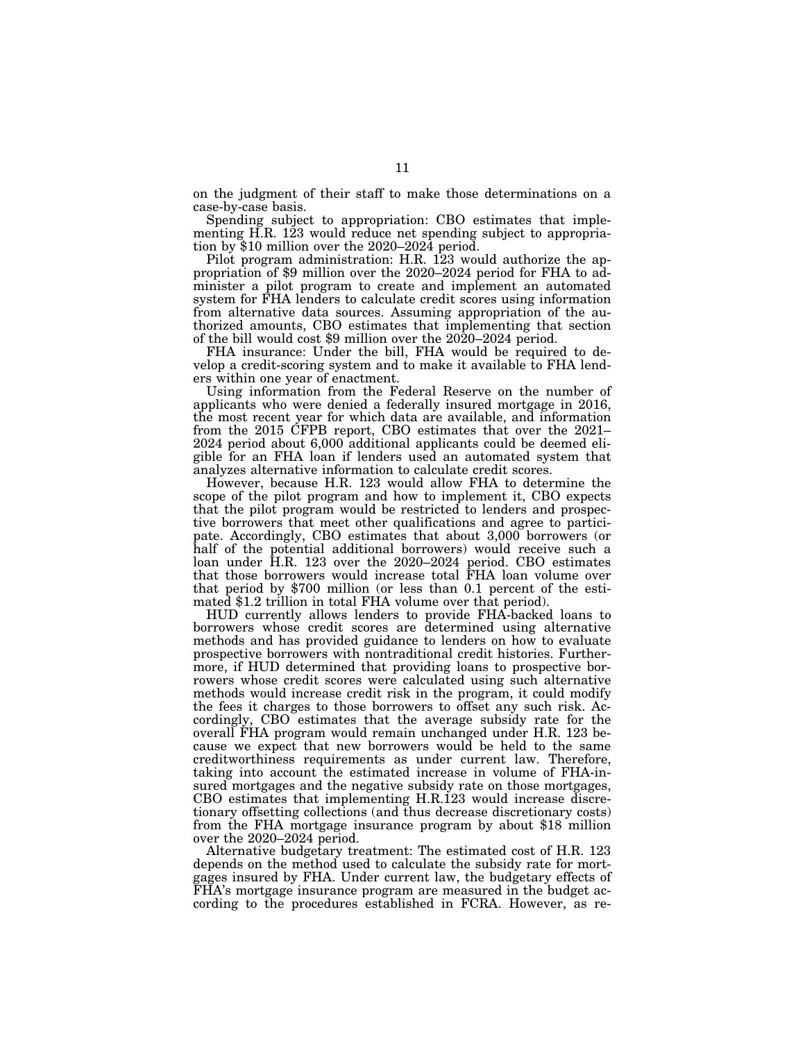on the judgment of their staff to make those determinations on a case-by-case basis.

Spending subject to appropriation: CBO estimates that implementing H.R. 123 would reduce net spending subject to appropriation by $10 million over the 2020–2024 period.

Pilot program administration: H.R. 123 would authorize the appropriation of $9 million over the 2020–2024 period for FHA to administer a pilot program to create and implement an automated system for FHA lenders to calculate credit scores using information from alternative data sources. Assuming appropriation of the authorized amounts, CBO estimates that implementing that section of the bill would cost $9 million over the 2020–2024 period.

FHA insurance: Under the bill, FHA would be required to develop a credit-scoring system and to make it available to FHA lenders within one year of enactment.

Using information from the Federal Reserve on the number of applicants who were denied a federally insured mortgage in 2016, the most recent year for which data are available, and information from the 2015 CFPB report, CBO estimates that over the 2021–2024 period about 6,000 additional applicants could be deemed eligible for an FHA loan if lenders used an automated system that analyzes alternative information to calculate credit scores.

However, because H.R. 123 would allow FHA to determine the scope of the pilot program and how to implement it, CBO expects that the pilot program would be restricted to lenders and prospective borrowers that meet other qualifications and agree to participate. Accordingly, CBO estimates that about 3,000 borrowers (or half of the potential additional borrowers) would receive such a loan under H.R. 123 over the 2020–2024 period. CBO estimates that those borrowers would increase total FHA loan volume over that period by $700 million (or less than 0.1 percent of the estimated $1.2 trillion in total FHA volume over that period).

HUD currently allows lenders to provide FHA-backed loans to borrowers whose credit scores are determined using alternative methods and has provided guidance to lenders on how to evaluate prospective borrowers with nontraditional credit histories. Furthermore, if HUD determined that providing loans to prospective borrowers whose credit scores were calculated using such alternative methods would increase credit risk in the program, it could modify the fees it charges to those borrowers to offset any such risk. Accordingly, CBO estimates that the average subsidy rate for the overall FHA program would remain unchanged under H.R. 123 because we expect that new borrowers would be held to the same creditworthiness requirements as under current law. Therefore, taking into account the estimated increase in volume of FHA-insured mortgages and the negative subsidy rate on those mortgages, CBO estimates that implementing H.R.123 would increase discretionary offsetting collections (and thus decrease discretionary costs) from the FHA mortgage insurance program by about $18 million over the 2020–2024 period.

Alternative budgetary treatment: The estimated cost of H.R. 123 depends on the method used to calculate the subsidy rate for mortgages insured by FHA. Under current law, the budgetary effects of FHA's mortgage insurance program are measured in the budget according to the procedures established in FCRA. However, as re-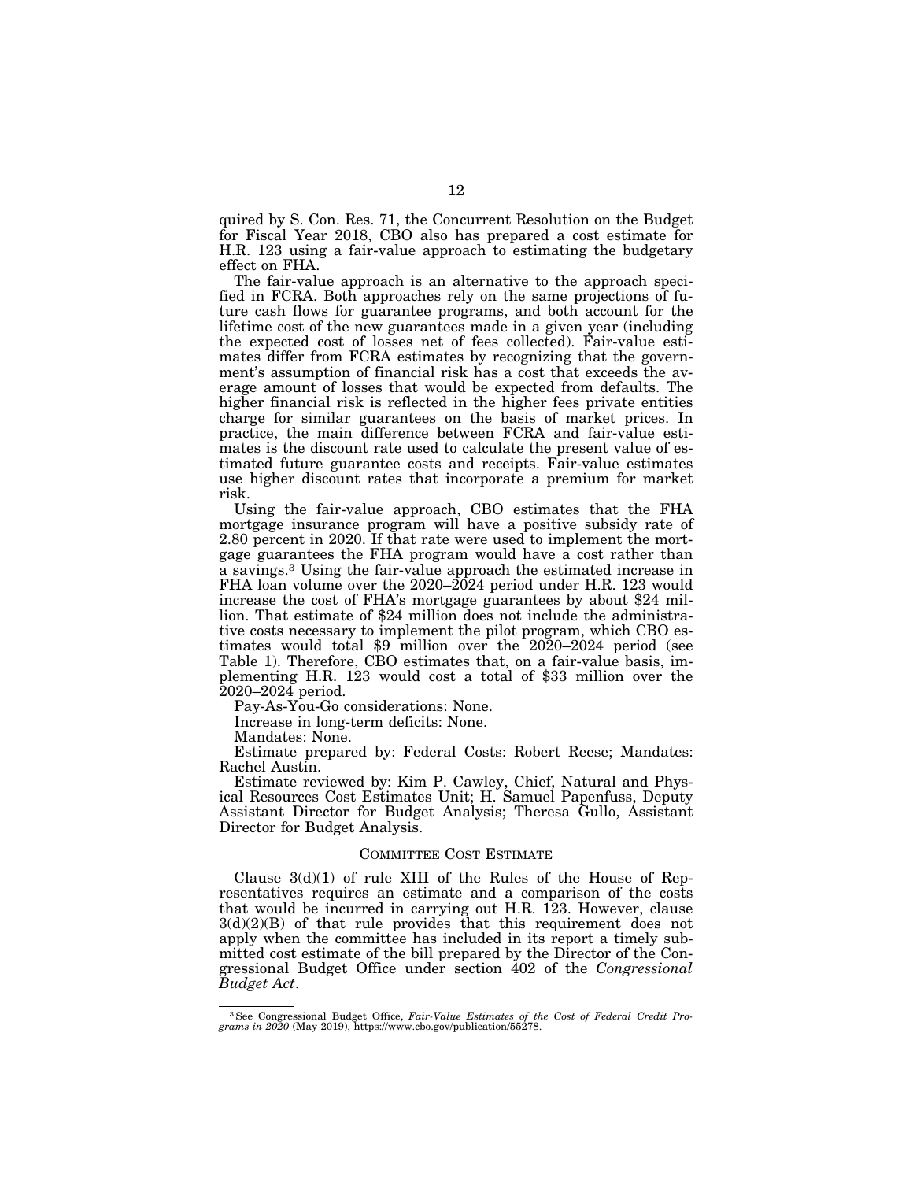quired by S. Con. Res. 71, the Concurrent Resolution on the Budget for Fiscal Year 2018, CBO also has prepared a cost estimate for H.R. 123 using a fair-value approach to estimating the budgetary effect on FHA.

The fair-value approach is an alternative to the approach specified in FCRA. Both approaches rely on the same projections of future cash flows for guarantee programs, and both account for the lifetime cost of the new guarantees made in a given year (including the expected cost of losses net of fees collected). Fair-value estimates differ from FCRA estimates by recognizing that the government's assumption of financial risk has a cost that exceeds the average amount of losses that would be expected from defaults. The higher financial risk is reflected in the higher fees private entities charge for similar guarantees on the basis of market prices. In practice, the main difference between FCRA and fair-value estimates is the discount rate used to calculate the present value of estimated future guarantee costs and receipts. Fair-value estimates use higher discount rates that incorporate a premium for market risk.

Using the fair-value approach, CBO estimates that the FHA mortgage insurance program will have a positive subsidy rate of 2.80 percent in 2020. If that rate were used to implement the mortgage guarantees the FHA program would have a cost rather than a savings.[3] Using the fair-value approach the estimated increase in FHA loan volume over the 2020–2024 period under H.R. 123 would increase the cost of FHA's mortgage guarantees by about $24 million. That estimate of $24 million does not include the administrative costs necessary to implement the pilot program, which CBO estimates would total $9 million over the 2020–2024 period (see Table 1). Therefore, CBO estimates that, on a fair-value basis, implementing H.R. 123 would cost a total of $33 million over the 2020–2024 period.

Pay-As-You-Go considerations: None.

Increase in long-term deficits: None.

Mandates: None.

Estimate prepared by: Federal Costs: Robert Reese; Mandates: Rachel Austin.

Estimate reviewed by: Kim P. Cawley, Chief, Natural and Physical Resources Cost Estimates Unit; H. Samuel Papenfuss, Deputy Assistant Director for Budget Analysis; Theresa Gullo, Assistant Director for Budget Analysis.

## COMMITTEE COST ESTIMATE

Clause 3(d)(1) of rule XIII of the Rules of the House of Representatives requires an estimate and a comparison of the costs that would be incurred in carrying out H.R. 123. However, clause 3(d)(2)(B) of that rule provides that this requirement does not apply when the committee has included in its report a timely submitted cost estimate of the bill prepared by the Director of the Congressional Budget Office under section 402 of the *Congressional Budget Act*.

---

[3] See Congressional Budget Office, *Fair-Value Estimates of the Cost of Federal Credit Programs in 2020* (May 2019), https://www.cbo.gov/publication/55278.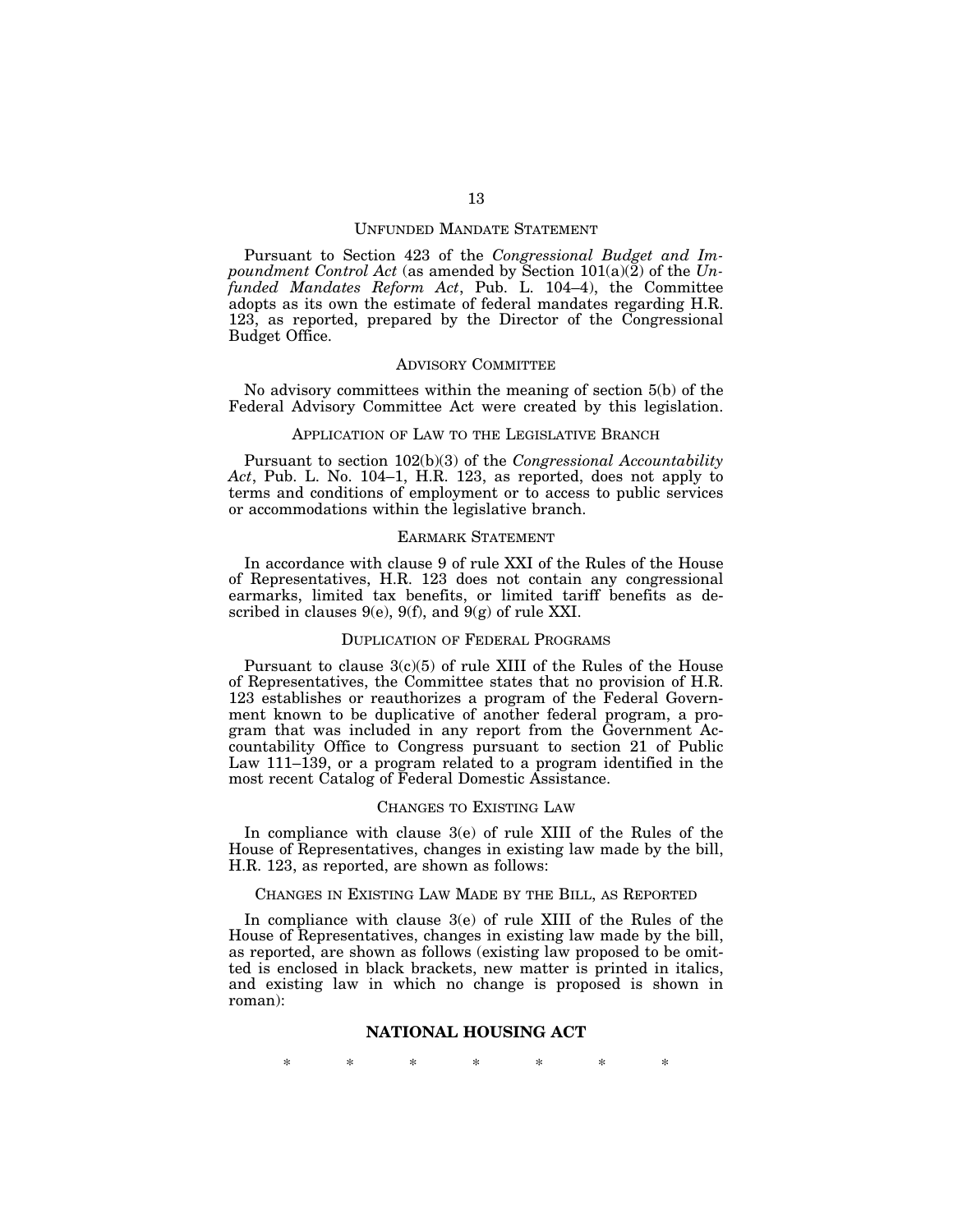## UNFUNDED MANDATE STATEMENT

Pursuant to Section 423 of the *Congressional Budget and Impoundment Control Act* (as amended by Section 101(a)(2) of the *Unfunded Mandates Reform Act*, Pub. L. 104–4), the Committee adopts as its own the estimate of federal mandates regarding H.R. 123, as reported, prepared by the Director of the Congressional Budget Office.

## ADVISORY COMMITTEE

No advisory committees within the meaning of section 5(b) of the Federal Advisory Committee Act were created by this legislation.

## APPLICATION OF LAW TO THE LEGISLATIVE BRANCH

Pursuant to section 102(b)(3) of the *Congressional Accountability Act*, Pub. L. No. 104–1, H.R. 123, as reported, does not apply to terms and conditions of employment or to access to public services or accommodations within the legislative branch.

## EARMARK STATEMENT

In accordance with clause 9 of rule XXI of the Rules of the House of Representatives, H.R. 123 does not contain any congressional earmarks, limited tax benefits, or limited tariff benefits as described in clauses 9(e), 9(f), and 9(g) of rule XXI.

## DUPLICATION OF FEDERAL PROGRAMS

Pursuant to clause 3(c)(5) of rule XIII of the Rules of the House of Representatives, the Committee states that no provision of H.R. 123 establishes or reauthorizes a program of the Federal Government known to be duplicative of another federal program, a program that was included in any report from the Government Accountability Office to Congress pursuant to section 21 of Public Law 111–139, or a program related to a program identified in the most recent Catalog of Federal Domestic Assistance.

## CHANGES TO EXISTING LAW

In compliance with clause 3(e) of rule XIII of the Rules of the House of Representatives, changes in existing law made by the bill, H.R. 123, as reported, are shown as follows:

## CHANGES IN EXISTING LAW MADE BY THE BILL, AS REPORTED

In compliance with clause 3(e) of rule XIII of the Rules of the House of Representatives, changes in existing law made by the bill, as reported, are shown as follows (existing law proposed to be omitted is enclosed in black brackets, new matter is printed in italics, and existing law in which no change is proposed is shown in roman):

### NATIONAL HOUSING ACT

\* \* \* \* \* \* \*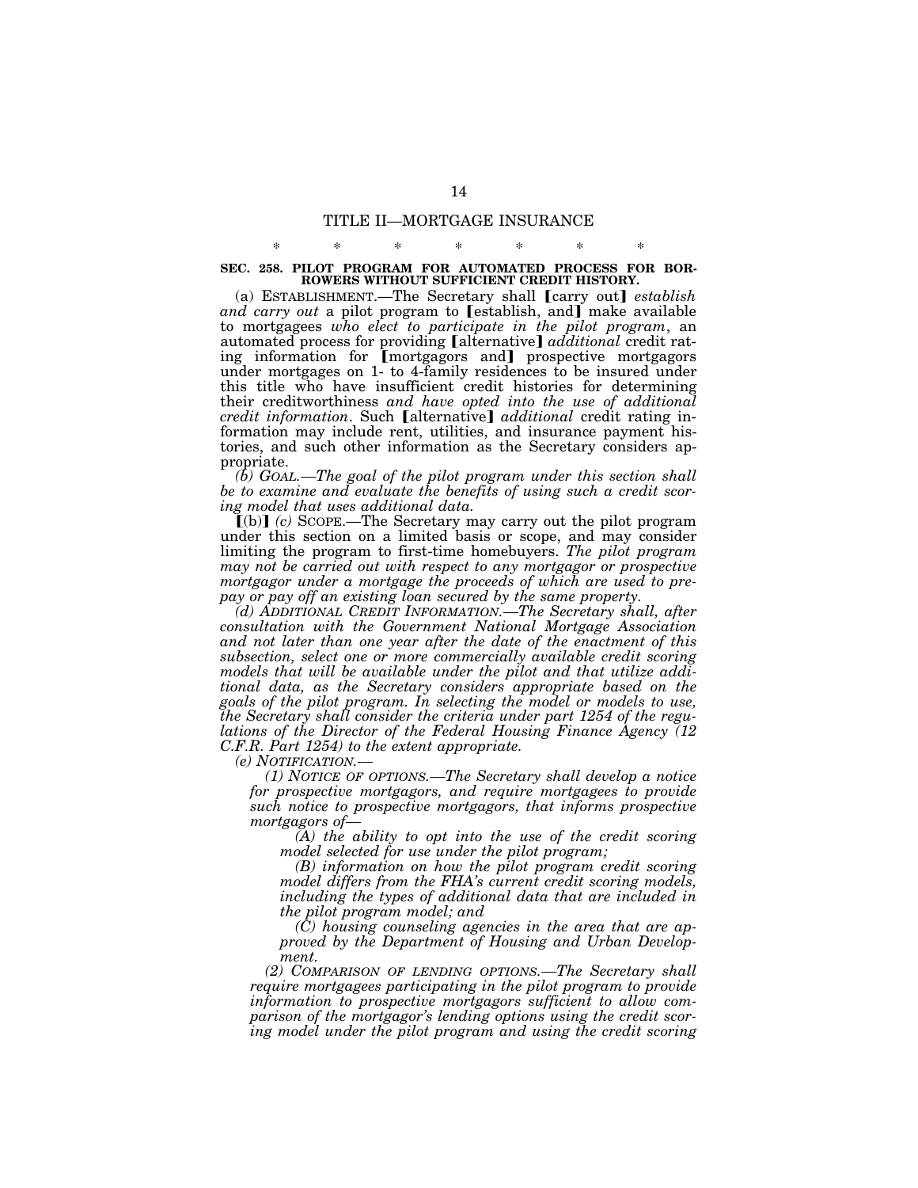## TITLE II—MORTGAGE INSURANCE

\* \* \* \* \* \* \*

### SEC. 258. PILOT PROGRAM FOR AUTOMATED PROCESS FOR BORROWERS WITHOUT SUFFICIENT CREDIT HISTORY.

(a) ESTABLISHMENT.—The Secretary shall ⟦carry out⟧ *establish and carry out* a pilot program to ⟦establish, and⟧ make available to mortgagees *who elect to participate in the pilot program*, an automated process for providing ⟦alternative⟧ *additional* credit rating information for ⟦mortgagors and⟧ prospective mortgagors under mortgages on 1- to 4-family residences to be insured under this title who have insufficient credit histories for determining their creditworthiness *and have opted into the use of additional credit information*. Such ⟦alternative⟧ *additional* credit rating information may include rent, utilities, and insurance payment histories, and such other information as the Secretary considers appropriate.

*(b) GOAL.—The goal of the pilot program under this section shall be to examine and evaluate the benefits of using such a credit scoring model that uses additional data.*

⟦(b)⟧ *(c)* SCOPE.—The Secretary may carry out the pilot program under this section on a limited basis or scope, and may consider limiting the program to first-time homebuyers. *The pilot program may not be carried out with respect to any mortgagor or prospective mortgagor under a mortgage the proceeds of which are used to prepay or pay off an existing loan secured by the same property.*

*(d) ADDITIONAL CREDIT INFORMATION.—The Secretary shall, after consultation with the Government National Mortgage Association and not later than one year after the date of the enactment of this subsection, select one or more commercially available credit scoring models that will be available under the pilot and that utilize additional data, as the Secretary considers appropriate based on the goals of the pilot program. In selecting the model or models to use, the Secretary shall consider the criteria under part 1254 of the regulations of the Director of the Federal Housing Finance Agency (12 C.F.R. Part 1254) to the extent appropriate.*

*(e) NOTIFICATION.—*

*(1) NOTICE OF OPTIONS.—The Secretary shall develop a notice for prospective mortgagors, and require mortgagees to provide such notice to prospective mortgagors, that informs prospective mortgagors of—*

*(A) the ability to opt into the use of the credit scoring model selected for use under the pilot program;*

*(B) information on how the pilot program credit scoring model differs from the FHA's current credit scoring models, including the types of additional data that are included in the pilot program model; and*

*(C) housing counseling agencies in the area that are approved by the Department of Housing and Urban Development.*

*(2) COMPARISON OF LENDING OPTIONS.—The Secretary shall require mortgagees participating in the pilot program to provide information to prospective mortgagors sufficient to allow comparison of the mortgagor's lending options using the credit scoring model under the pilot program and using the credit scoring*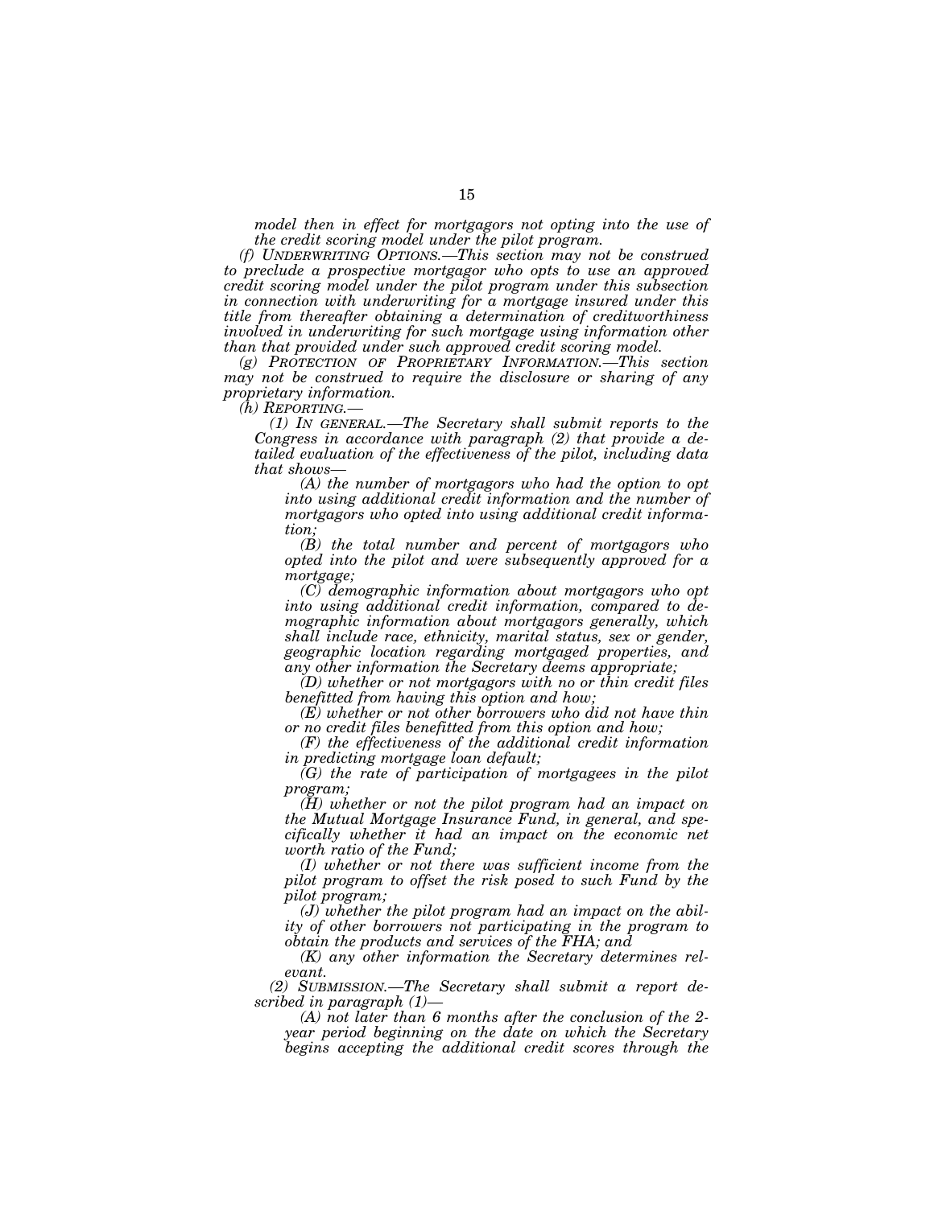*model then in effect for mortgagors not opting into the use of the credit scoring model under the pilot program.*

*(f) UNDERWRITING OPTIONS.—This section may not be construed to preclude a prospective mortgagor who opts to use an approved credit scoring model under the pilot program under this subsection in connection with underwriting for a mortgage insured under this title from thereafter obtaining a determination of creditworthiness involved in underwriting for such mortgage using information other than that provided under such approved credit scoring model.*

*(g) PROTECTION OF PROPRIETARY INFORMATION.—This section may not be construed to require the disclosure or sharing of any proprietary information.*

*(h) REPORTING.—*

*(1) IN GENERAL.—The Secretary shall submit reports to the Congress in accordance with paragraph (2) that provide a detailed evaluation of the effectiveness of the pilot, including data that shows—*

*(A) the number of mortgagors who had the option to opt into using additional credit information and the number of mortgagors who opted into using additional credit information;*

*(B) the total number and percent of mortgagors who opted into the pilot and were subsequently approved for a mortgage;*

*(C) demographic information about mortgagors who opt into using additional credit information, compared to demographic information about mortgagors generally, which shall include race, ethnicity, marital status, sex or gender, geographic location regarding mortgaged properties, and any other information the Secretary deems appropriate;*

*(D) whether or not mortgagors with no or thin credit files benefitted from having this option and how;*

*(E) whether or not other borrowers who did not have thin or no credit files benefitted from this option and how;*

*(F) the effectiveness of the additional credit information in predicting mortgage loan default;*

*(G) the rate of participation of mortgagees in the pilot program;*

*(H) whether or not the pilot program had an impact on the Mutual Mortgage Insurance Fund, in general, and specifically whether it had an impact on the economic net worth ratio of the Fund;*

*(I) whether or not there was sufficient income from the pilot program to offset the risk posed to such Fund by the pilot program;*

*(J) whether the pilot program had an impact on the ability of other borrowers not participating in the program to obtain the products and services of the FHA; and*

*(K) any other information the Secretary determines relevant.*

*(2) SUBMISSION.—The Secretary shall submit a report described in paragraph (1)—*

*(A) not later than 6 months after the conclusion of the 2-year period beginning on the date on which the Secretary begins accepting the additional credit scores through the*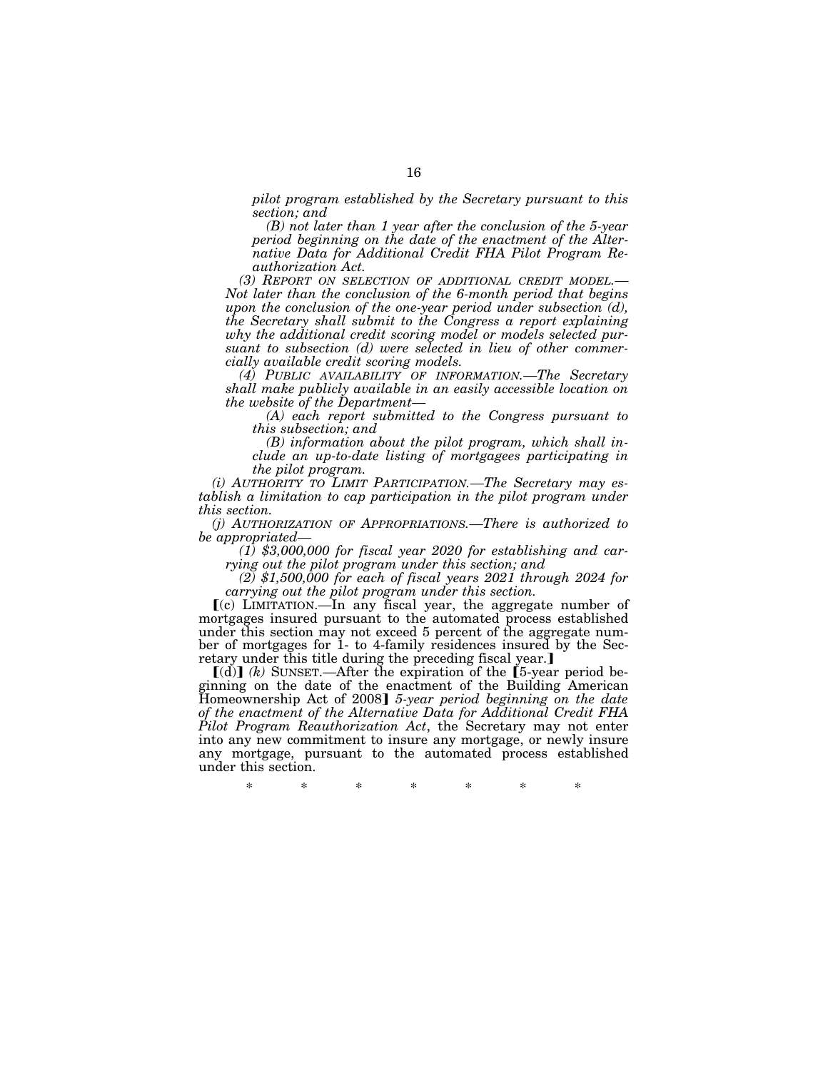*pilot program established by the Secretary pursuant to this section; and*

*(B) not later than 1 year after the conclusion of the 5-year period beginning on the date of the enactment of the Alternative Data for Additional Credit FHA Pilot Program Reauthorization Act.*

*(3) REPORT ON SELECTION OF ADDITIONAL CREDIT MODEL.—Not later than the conclusion of the 6-month period that begins upon the conclusion of the one-year period under subsection (d), the Secretary shall submit to the Congress a report explaining why the additional credit scoring model or models selected pursuant to subsection (d) were selected in lieu of other commercially available credit scoring models.*

*(4) PUBLIC AVAILABILITY OF INFORMATION.—The Secretary shall make publicly available in an easily accessible location on the website of the Department—*

*(A) each report submitted to the Congress pursuant to this subsection; and*

*(B) information about the pilot program, which shall include an up-to-date listing of mortgagees participating in the pilot program.*

*(i) AUTHORITY TO LIMIT PARTICIPATION.—The Secretary may establish a limitation to cap participation in the pilot program under this section.*

*(j) AUTHORIZATION OF APPROPRIATIONS.—There is authorized to be appropriated—*

*(1) $3,000,000 for fiscal year 2020 for establishing and carrying out the pilot program under this section; and*

*(2) $1,500,000 for each of fiscal years 2021 through 2024 for carrying out the pilot program under this section.*

⟦(c) LIMITATION.—In any fiscal year, the aggregate number of mortgages insured pursuant to the automated process established under this section may not exceed 5 percent of the aggregate number of mortgages for 1- to 4-family residences insured by the Secretary under this title during the preceding fiscal year.⟧

⟦(d)⟧ *(k)* SUNSET.—After the expiration of the ⟦5-year period beginning on the date of the enactment of the Building American Homeownership Act of 2008⟧ *5-year period beginning on the date of the enactment of the Alternative Data for Additional Credit FHA Pilot Program Reauthorization Act*, the Secretary may not enter into any new commitment to insure any mortgage, or newly insure any mortgage, pursuant to the automated process established under this section.

\* \* \* \* \* \* \*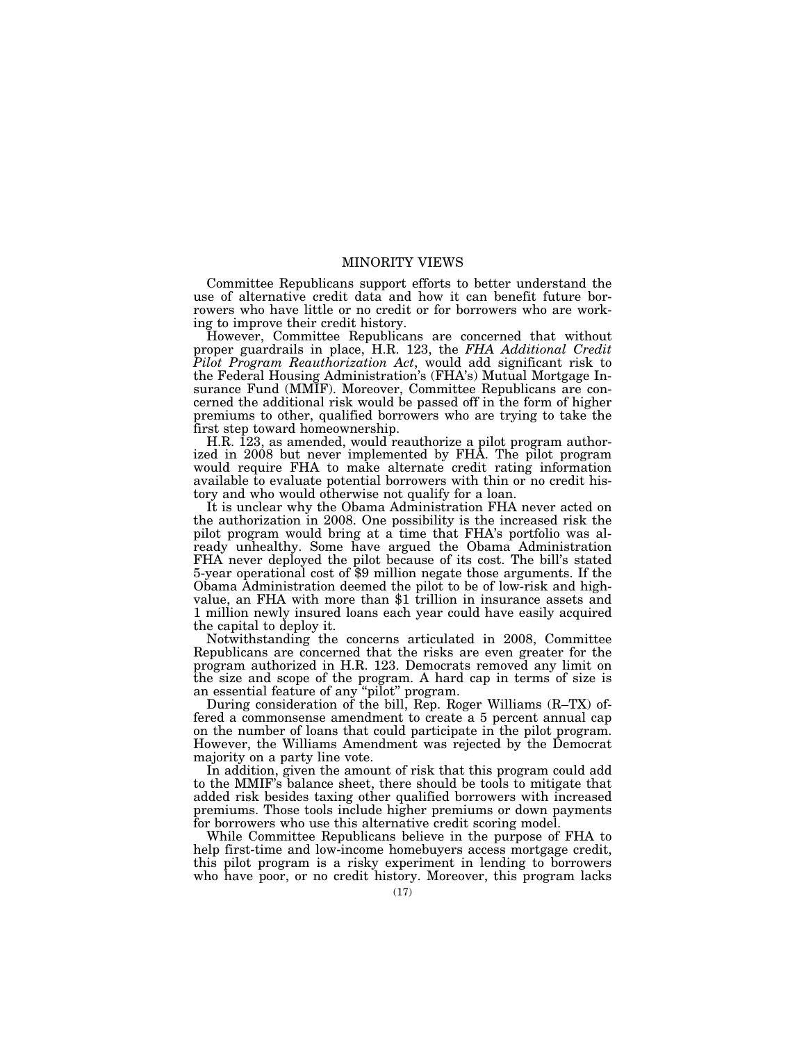# MINORITY VIEWS

Committee Republicans support efforts to better understand the use of alternative credit data and how it can benefit future borrowers who have little or no credit or for borrowers who are working to improve their credit history.

However, Committee Republicans are concerned that without proper guardrails in place, H.R. 123, the *FHA Additional Credit Pilot Program Reauthorization Act*, would add significant risk to the Federal Housing Administration's (FHA's) Mutual Mortgage Insurance Fund (MMIF). Moreover, Committee Republicans are concerned the additional risk would be passed off in the form of higher premiums to other, qualified borrowers who are trying to take the first step toward homeownership.

H.R. 123, as amended, would reauthorize a pilot program authorized in 2008 but never implemented by FHA. The pilot program would require FHA to make alternate credit rating information available to evaluate potential borrowers with thin or no credit history and who would otherwise not qualify for a loan.

It is unclear why the Obama Administration FHA never acted on the authorization in 2008. One possibility is the increased risk the pilot program would bring at a time that FHA's portfolio was already unhealthy. Some have argued the Obama Administration FHA never deployed the pilot because of its cost. The bill's stated 5-year operational cost of $9 million negate those arguments. If the Obama Administration deemed the pilot to be of low-risk and high-value, an FHA with more than $1 trillion in insurance assets and 1 million newly insured loans each year could have easily acquired the capital to deploy it.

Notwithstanding the concerns articulated in 2008, Committee Republicans are concerned that the risks are even greater for the program authorized in H.R. 123. Democrats removed any limit on the size and scope of the program. A hard cap in terms of size is an essential feature of any "pilot" program.

During consideration of the bill, Rep. Roger Williams (R–TX) offered a commonsense amendment to create a 5 percent annual cap on the number of loans that could participate in the pilot program. However, the Williams Amendment was rejected by the Democrat majority on a party line vote.

In addition, given the amount of risk that this program could add to the MMIF's balance sheet, there should be tools to mitigate that added risk besides taxing other qualified borrowers with increased premiums. Those tools include higher premiums or down payments for borrowers who use this alternative credit scoring model.

While Committee Republicans believe in the purpose of FHA to help first-time and low-income homebuyers access mortgage credit, this pilot program is a risky experiment in lending to borrowers who have poor, or no credit history. Moreover, this program lacks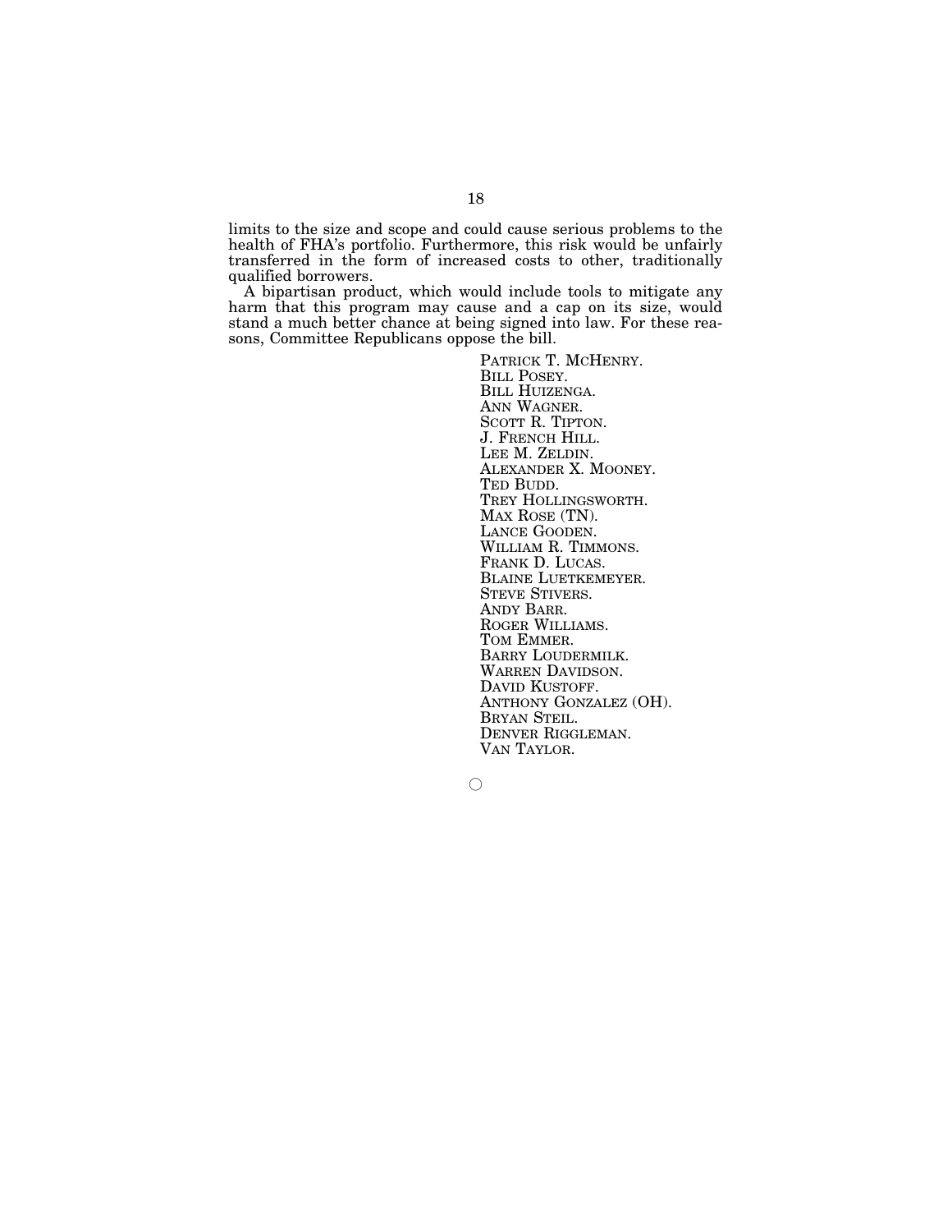limits to the size and scope and could cause serious problems to the health of FHA's portfolio. Furthermore, this risk would be unfairly transferred in the form of increased costs to other, traditionally qualified borrowers.

A bipartisan product, which would include tools to mitigate any harm that this program may cause and a cap on its size, would stand a much better chance at being signed into law. For these reasons, Committee Republicans oppose the bill.

PATRICK T. MCHENRY.
BILL POSEY.
BILL HUIZENGA.
ANN WAGNER.
SCOTT R. TIPTON.
J. FRENCH HILL.
LEE M. ZELDIN.
ALEXANDER X. MOONEY.
TED BUDD.
TREY HOLLINGSWORTH.
MAX ROSE (TN).
LANCE GOODEN.
WILLIAM R. TIMMONS.
FRANK D. LUCAS.
BLAINE LUETKEMEYER.
STEVE STIVERS.
ANDY BARR.
ROGER WILLIAMS.
TOM EMMER.
BARRY LOUDERMILK.
WARREN DAVIDSON.
DAVID KUSTOFF.
ANTHONY GONZALEZ (OH).
BRYAN STEIL.
DENVER RIGGLEMAN.
VAN TAYLOR.

○